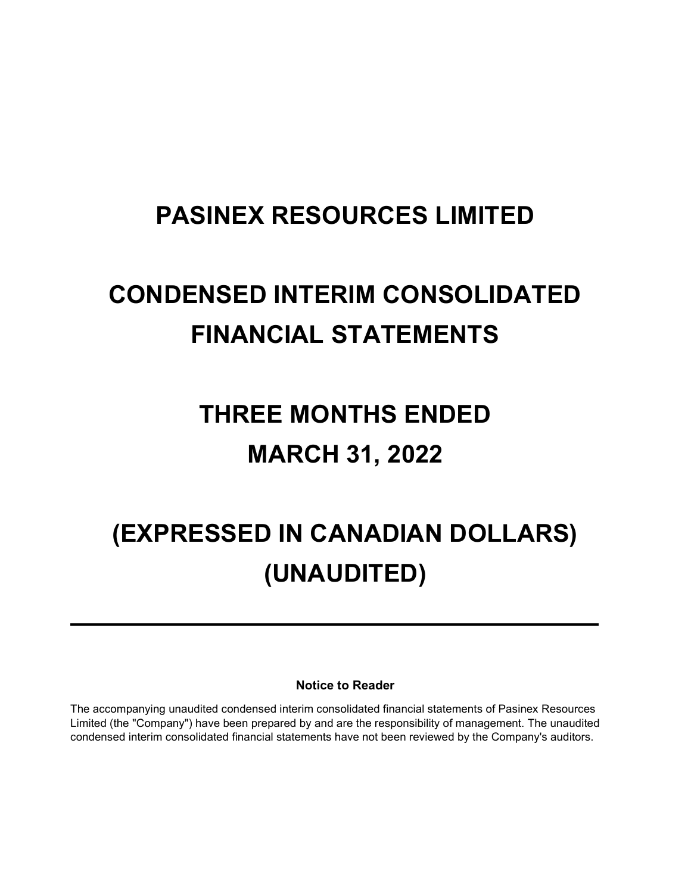# PASINEX RESOURCES LIMITED

# CONDENSED INTERIM CONSOLIDATED FINANCIAL STATEMENTS

# THREE MONTHS ENDED MARCH 31, 2022

# (EXPRESSED IN CANADIAN DOLLARS) (UNAUDITED)

---

**Notice to Reader**

The accompanying unaudited condensed interim consolidated financial statements of Pasinex Resources Limited (the "Company") have been prepared by and are the responsibility of management. The unaudited condensed interim consolidated financial statements have not been reviewed by the Company's auditors.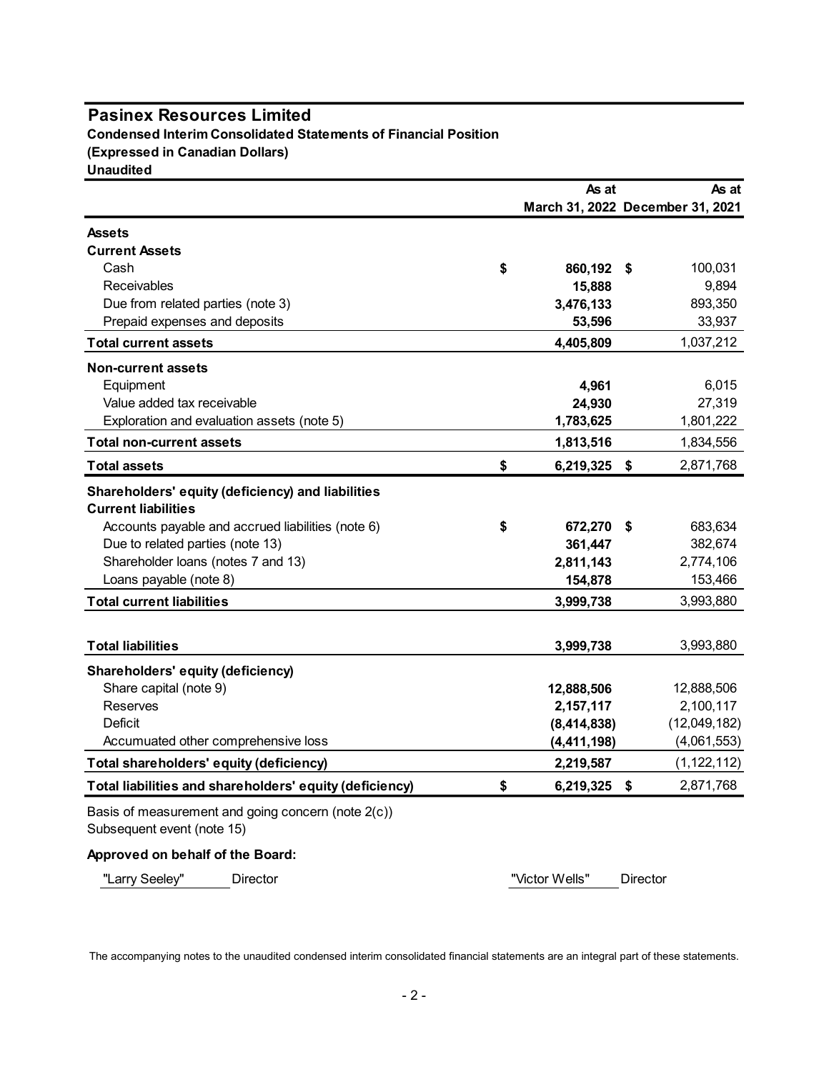# Pasinex Resources Limited

**Condensed Interim Consolidated Statements of Financial Position**
**(Expressed in Canadian Dollars)**
**Unaudited**

| | As at March 31, 2022 | As at December 31, 2021 |
|---|---|---|
| **Assets** | | |
| **Current Assets** | | |
| Cash | $ **860,192** | $ 100,031 |
| Receivables | **15,888** | 9,894 |
| Due from related parties (note 3) | **3,476,133** | 893,350 |
| Prepaid expenses and deposits | **53,596** | 33,937 |
| **Total current assets** | **4,405,809** | 1,037,212 |
| **Non-current assets** | | |
| Equipment | **4,961** | 6,015 |
| Value added tax receivable | **24,930** | 27,319 |
| Exploration and evaluation assets (note 5) | **1,783,625** | 1,801,222 |
| **Total non-current assets** | **1,813,516** | 1,834,556 |
| **Total assets** | $ **6,219,325** | $ 2,871,768 |
| **Shareholders' equity (deficiency) and liabilities** | | |
| **Current liabilities** | | |
| Accounts payable and accrued liabilities (note 6) | $ **672,270** | $ 683,634 |
| Due to related parties (note 13) | **361,447** | 382,674 |
| Shareholder loans (notes 7 and 13) | **2,811,143** | 2,774,106 |
| Loans payable (note 8) | **154,878** | 153,466 |
| **Total current liabilities** | **3,999,738** | 3,993,880 |
| **Total liabilities** | **3,999,738** | 3,993,880 |
| **Shareholders' equity (deficiency)** | | |
| Share capital (note 9) | **12,888,506** | 12,888,506 |
| Reserves | **2,157,117** | 2,100,117 |
| Deficit | **(8,414,838)** | (12,049,182) |
| Accumuated other comprehensive loss | **(4,411,198)** | (4,061,553) |
| **Total shareholders' equity (deficiency)** | **2,219,587** | (1,122,112) |
| **Total liabilities and shareholders' equity (deficiency)** | $ **6,219,325** | $ 2,871,768 |

Basis of measurement and going concern (note 2(c))
Subsequent event (note 15)

**Approved on behalf of the Board:**

"Larry Seeley" Director    "Victor Wells" Director

The accompanying notes to the unaudited condensed interim consolidated financial statements are an integral part of these statements.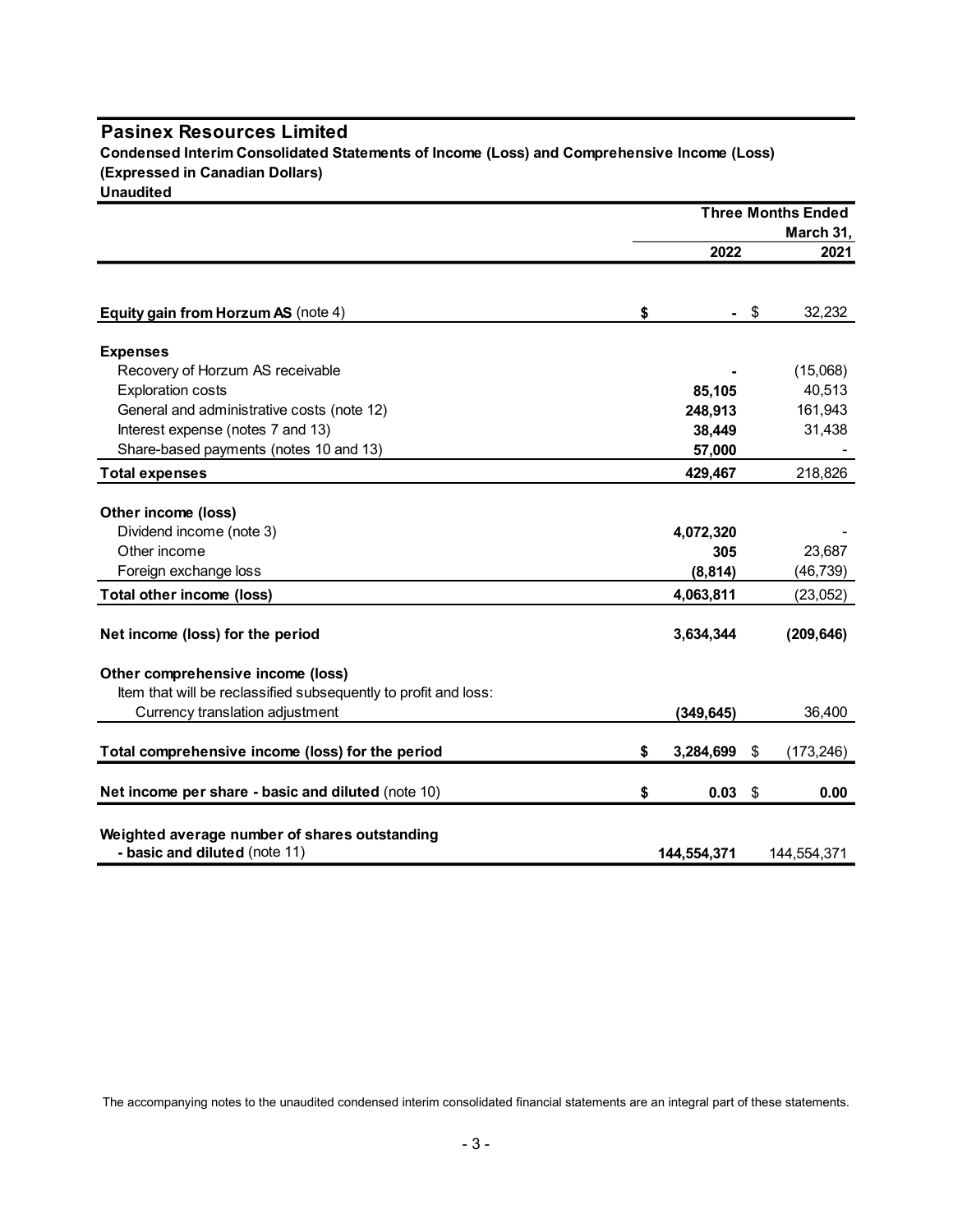# Pasinex Resources Limited

**Condensed Interim Consolidated Statements of Income (Loss) and Comprehensive Income (Loss)**
**(Expressed in Canadian Dollars)**
**Unaudited**

| | Three Months Ended March 31, 2022 | Three Months Ended March 31, 2021 |
|---|---|---|
| **Equity gain from Horzum AS** (note 4) | **$ -** | $ 32,232 |
| **Expenses** | | |
| Recovery of Horzum AS receivable | **-** | (15,068) |
| Exploration costs | **85,105** | 40,513 |
| General and administrative costs (note 12) | **248,913** | 161,943 |
| Interest expense (notes 7 and 13) | **38,449** | 31,438 |
| Share-based payments (notes 10 and 13) | **57,000** | - |
| **Total expenses** | **429,467** | 218,826 |
| **Other income (loss)** | | |
| Dividend income (note 3) | **4,072,320** | - |
| Other income | **305** | 23,687 |
| Foreign exchange loss | **(8,814)** | (46,739) |
| **Total other income (loss)** | **4,063,811** | (23,052) |
| **Net income (loss) for the period** | **3,634,344** | **(209,646)** |
| **Other comprehensive income (loss)** | | |
| Item that will be reclassified subsequently to profit and loss: | | |
| Currency translation adjustment | **(349,645)** | 36,400 |
| **Total comprehensive income (loss) for the period** | **$ 3,284,699** | $ (173,246) |
| **Net income per share - basic and diluted** (note 10) | **$ 0.03** | $ **0.00** |
| **Weighted average number of shares outstanding - basic and diluted** (note 11) | **144,554,371** | 144,554,371 |

The accompanying notes to the unaudited condensed interim consolidated financial statements are an integral part of these statements.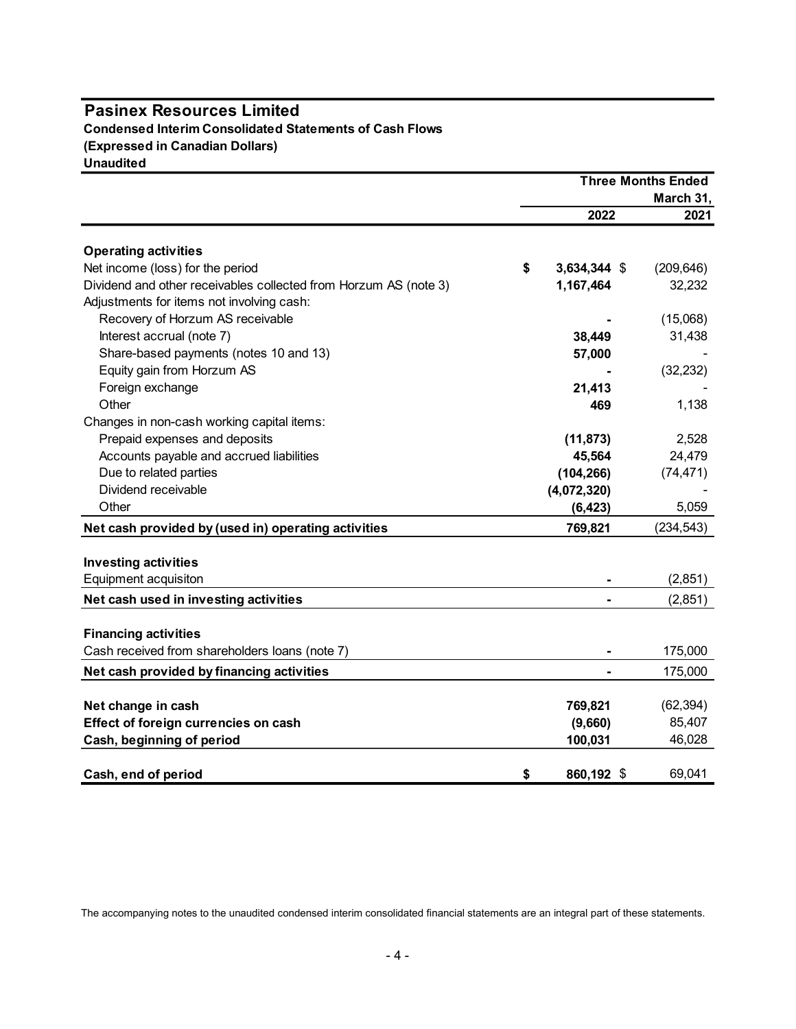# Pasinex Resources Limited

**Condensed Interim Consolidated Statements of Cash Flows**
**(Expressed in Canadian Dollars)**
**Unaudited**

| | Three Months Ended March 31, 2022 | Three Months Ended March 31, 2021 |
|---|---|---|
| **Operating activities** | | |
| Net income (loss) for the period | **$ 3,634,344** | $ (209,646) |
| Dividend and other receivables collected from Horzum AS (note 3) | **1,167,464** | 32,232 |
| Adjustments for items not involving cash: | | |
| Recovery of Horzum AS receivable | **-** | (15,068) |
| Interest accrual (note 7) | **38,449** | 31,438 |
| Share-based payments (notes 10 and 13) | **57,000** | - |
| Equity gain from Horzum AS | **-** | (32,232) |
| Foreign exchange | **21,413** | - |
| Other | **469** | 1,138 |
| Changes in non-cash working capital items: | | |
| Prepaid expenses and deposits | **(11,873)** | 2,528 |
| Accounts payable and accrued liabilities | **45,564** | 24,479 |
| Due to related parties | **(104,266)** | (74,471) |
| Dividend receivable | **(4,072,320)** | - |
| Other | **(6,423)** | 5,059 |
| **Net cash provided by (used in) operating activities** | **769,821** | (234,543) |
| **Investing activities** | | |
| Equipment acquisiton | **-** | (2,851) |
| **Net cash used in investing activities** | **-** | (2,851) |
| **Financing activities** | | |
| Cash received from shareholders loans (note 7) | **-** | 175,000 |
| **Net cash provided by financing activities** | **-** | 175,000 |
| **Net change in cash** | **769,821** | (62,394) |
| **Effect of foreign currencies on cash** | **(9,660)** | 85,407 |
| **Cash, beginning of period** | **100,031** | 46,028 |
| **Cash, end of period** | **$ 860,192** | $ 69,041 |

The accompanying notes to the unaudited condensed interim consolidated financial statements are an integral part of these statements.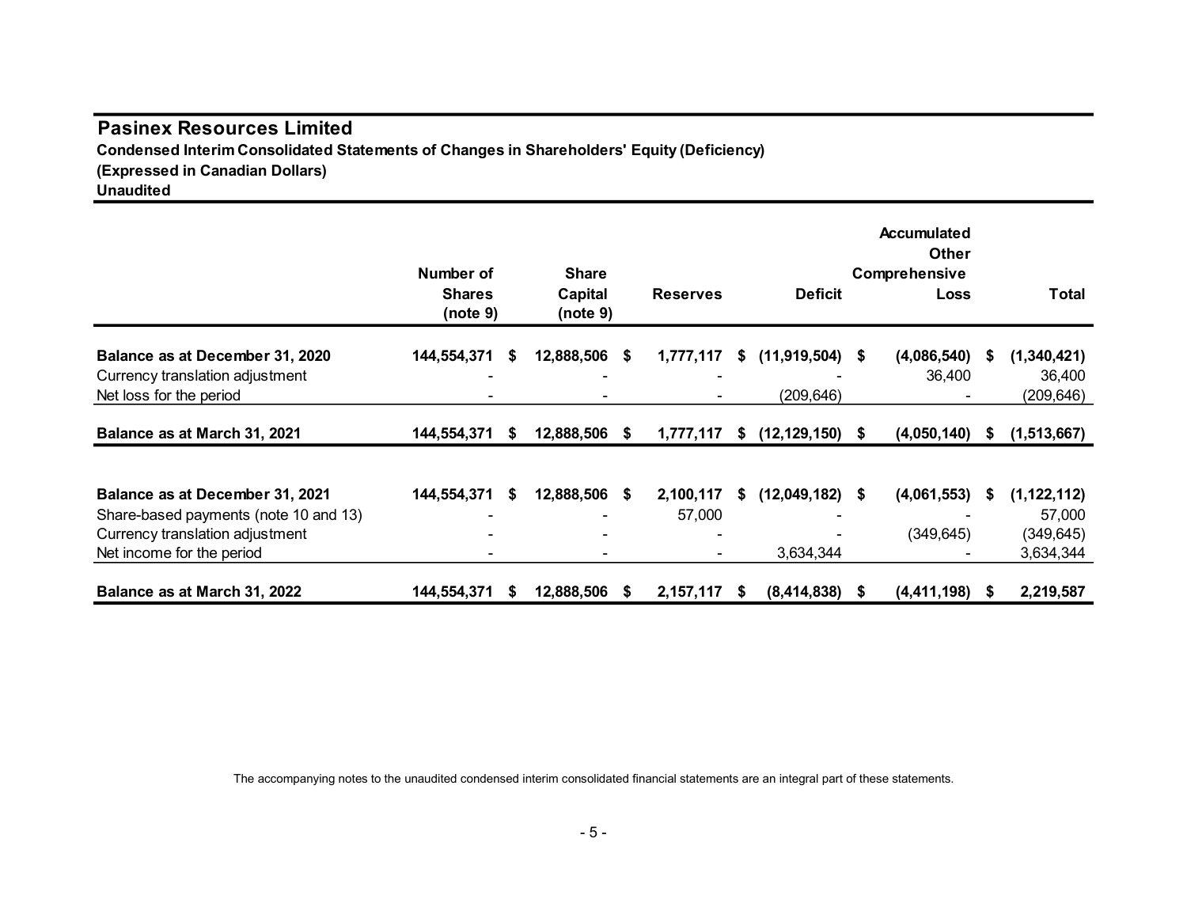# Pasinex Resources Limited

**Condensed Interim Consolidated Statements of Changes in Shareholders' Equity (Deficiency)**
**(Expressed in Canadian Dollars)**
**Unaudited**

| | Number of Shares (note 9) | Share Capital (note 9) | Reserves | Deficit | Accumulated Other Comprehensive Loss | Total |
|---|---|---|---|---|---|---|
| **Balance as at December 31, 2020** | **144,554,371** | **$ 12,888,506** | **$ 1,777,117** | **$ (11,919,504)** | **$ (4,086,540)** | **$ (1,340,421)** |
| Currency translation adjustment | - | - | - | - | 36,400 | 36,400 |
| Net loss for the period | - | - | - | (209,646) | - | (209,646) |
| **Balance as at March 31, 2021** | **144,554,371** | **$ 12,888,506** | **$ 1,777,117** | **$ (12,129,150)** | **$ (4,050,140)** | **$ (1,513,667)** |
| | | | | | | |
| **Balance as at December 31, 2021** | **144,554,371** | **$ 12,888,506** | **$ 2,100,117** | **$ (12,049,182)** | **$ (4,061,553)** | **$ (1,122,112)** |
| Share-based payments (note 10 and 13) | - | - | 57,000 | - | - | 57,000 |
| Currency translation adjustment | - | - | - | - | (349,645) | (349,645) |
| Net income for the period | - | - | - | 3,634,344 | - | 3,634,344 |
| **Balance as at March 31, 2022** | **144,554,371** | **$ 12,888,506** | **$ 2,157,117** | **$ (8,414,838)** | **$ (4,411,198)** | **$ 2,219,587** |

The accompanying notes to the unaudited condensed interim consolidated financial statements are an integral part of these statements.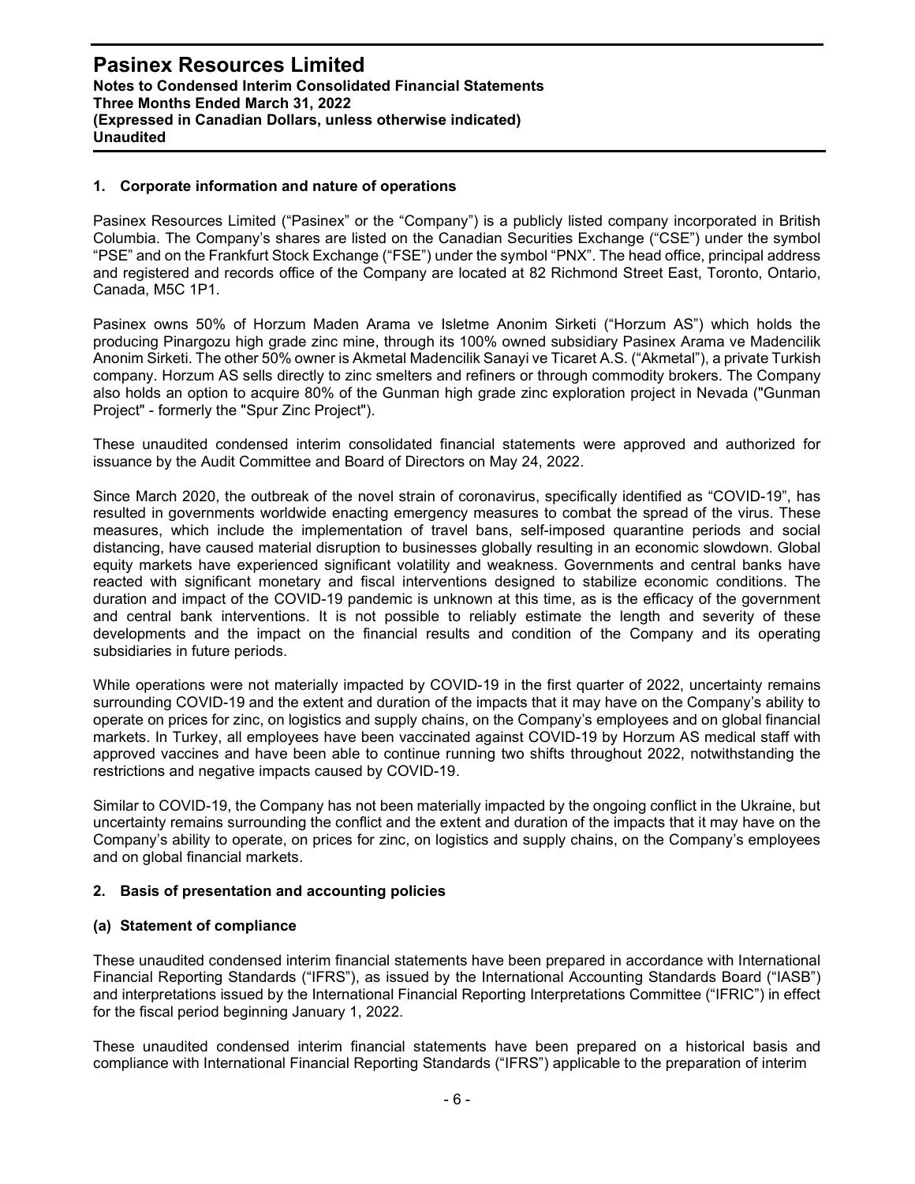## 1. Corporate information and nature of operations

Pasinex Resources Limited ("Pasinex" or the "Company") is a publicly listed company incorporated in British Columbia. The Company's shares are listed on the Canadian Securities Exchange ("CSE") under the symbol "PSE" and on the Frankfurt Stock Exchange ("FSE") under the symbol "PNX". The head office, principal address and registered and records office of the Company are located at 82 Richmond Street East, Toronto, Ontario, Canada, M5C 1P1.

Pasinex owns 50% of Horzum Maden Arama ve Isletme Anonim Sirketi ("Horzum AS") which holds the producing Pinargozu high grade zinc mine, through its 100% owned subsidiary Pasinex Arama ve Madencilik Anonim Sirketi. The other 50% owner is Akmetal Madencilik Sanayi ve Ticaret A.S. ("Akmetal"), a private Turkish company. Horzum AS sells directly to zinc smelters and refiners or through commodity brokers. The Company also holds an option to acquire 80% of the Gunman high grade zinc exploration project in Nevada ("Gunman Project" - formerly the "Spur Zinc Project").

These unaudited condensed interim consolidated financial statements were approved and authorized for issuance by the Audit Committee and Board of Directors on May 24, 2022.

Since March 2020, the outbreak of the novel strain of coronavirus, specifically identified as "COVID-19", has resulted in governments worldwide enacting emergency measures to combat the spread of the virus. These measures, which include the implementation of travel bans, self-imposed quarantine periods and social distancing, have caused material disruption to businesses globally resulting in an economic slowdown. Global equity markets have experienced significant volatility and weakness. Governments and central banks have reacted with significant monetary and fiscal interventions designed to stabilize economic conditions. The duration and impact of the COVID-19 pandemic is unknown at this time, as is the efficacy of the government and central bank interventions. It is not possible to reliably estimate the length and severity of these developments and the impact on the financial results and condition of the Company and its operating subsidiaries in future periods.

While operations were not materially impacted by COVID-19 in the first quarter of 2022, uncertainty remains surrounding COVID-19 and the extent and duration of the impacts that it may have on the Company's ability to operate on prices for zinc, on logistics and supply chains, on the Company's employees and on global financial markets. In Turkey, all employees have been vaccinated against COVID-19 by Horzum AS medical staff with approved vaccines and have been able to continue running two shifts throughout 2022, notwithstanding the restrictions and negative impacts caused by COVID-19.

Similar to COVID-19, the Company has not been materially impacted by the ongoing conflict in the Ukraine, but uncertainty remains surrounding the conflict and the extent and duration of the impacts that it may have on the Company's ability to operate, on prices for zinc, on logistics and supply chains, on the Company's employees and on global financial markets.

## 2. Basis of presentation and accounting policies

### (a) Statement of compliance

These unaudited condensed interim financial statements have been prepared in accordance with International Financial Reporting Standards ("IFRS"), as issued by the International Accounting Standards Board ("IASB") and interpretations issued by the International Financial Reporting Interpretations Committee ("IFRIC") in effect for the fiscal period beginning January 1, 2022.

These unaudited condensed interim financial statements have been prepared on a historical basis and compliance with International Financial Reporting Standards ("IFRS") applicable to the preparation of interim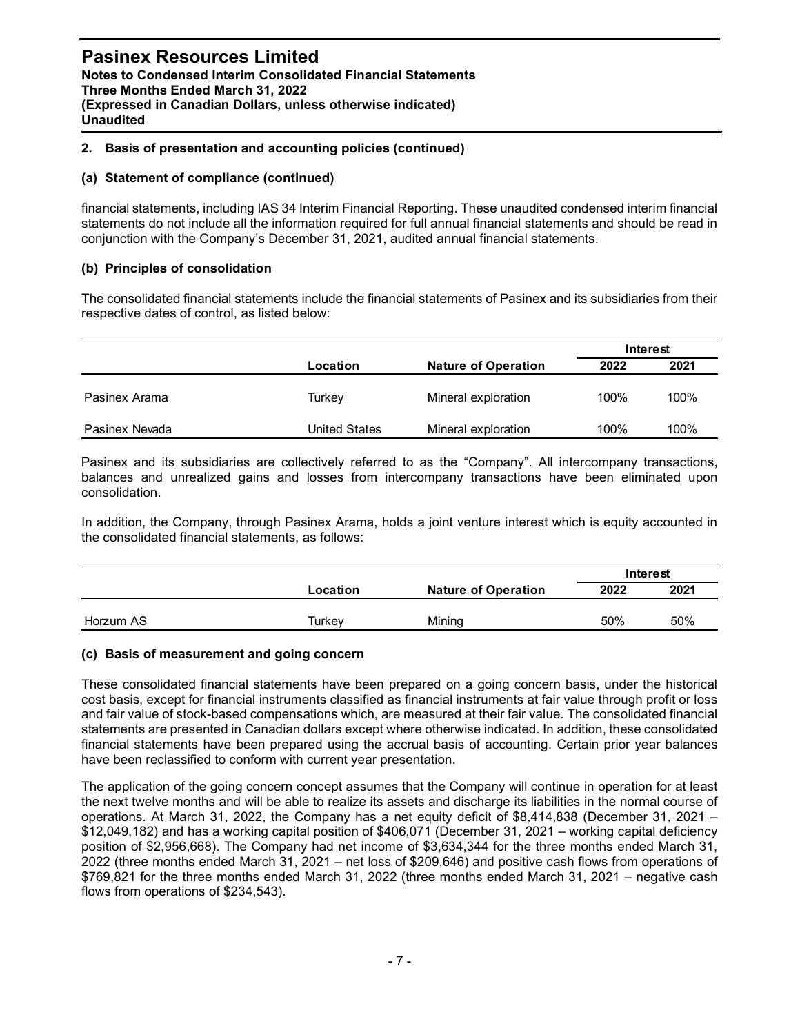## 2. Basis of presentation and accounting policies (continued)

### (a) Statement of compliance (continued)

financial statements, including IAS 34 Interim Financial Reporting. These unaudited condensed interim financial statements do not include all the information required for full annual financial statements and should be read in conjunction with the Company's December 31, 2021, audited annual financial statements.

### (b) Principles of consolidation

The consolidated financial statements include the financial statements of Pasinex and its subsidiaries from their respective dates of control, as listed below:

| | | | Interest | |
|---|---|---|---|---|
| | Location | Nature of Operation | 2022 | 2021 |
| Pasinex Arama | Turkey | Mineral exploration | 100% | 100% |
| Pasinex Nevada | United States | Mineral exploration | 100% | 100% |

Pasinex and its subsidiaries are collectively referred to as the "Company". All intercompany transactions, balances and unrealized gains and losses from intercompany transactions have been eliminated upon consolidation.

In addition, the Company, through Pasinex Arama, holds a joint venture interest which is equity accounted in the consolidated financial statements, as follows:

| | | | Interest | |
|---|---|---|---|---|
| | Location | Nature of Operation | 2022 | 2021 |
| Horzum AS | Turkey | Mining | 50% | 50% |

### (c) Basis of measurement and going concern

These consolidated financial statements have been prepared on a going concern basis, under the historical cost basis, except for financial instruments classified as financial instruments at fair value through profit or loss and fair value of stock-based compensations which, are measured at their fair value. The consolidated financial statements are presented in Canadian dollars except where otherwise indicated. In addition, these consolidated financial statements have been prepared using the accrual basis of accounting. Certain prior year balances have been reclassified to conform with current year presentation.

The application of the going concern concept assumes that the Company will continue in operation for at least the next twelve months and will be able to realize its assets and discharge its liabilities in the normal course of operations. At March 31, 2022, the Company has a net equity deficit of $8,414,838 (December 31, 2021 – $12,049,182) and has a working capital position of $406,071 (December 31, 2021 – working capital deficiency position of $2,956,668). The Company had net income of $3,634,344 for the three months ended March 31, 2022 (three months ended March 31, 2021 – net loss of $209,646) and positive cash flows from operations of $769,821 for the three months ended March 31, 2022 (three months ended March 31, 2021 – negative cash flows from operations of $234,543).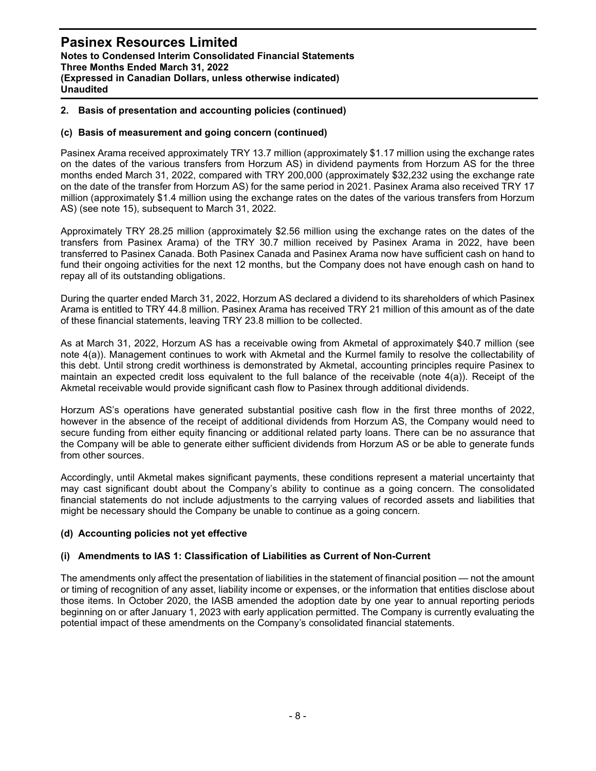## 2. Basis of presentation and accounting policies (continued)

### (c) Basis of measurement and going concern (continued)

Pasinex Arama received approximately TRY 13.7 million (approximately $1.17 million using the exchange rates on the dates of the various transfers from Horzum AS) in dividend payments from Horzum AS for the three months ended March 31, 2022, compared with TRY 200,000 (approximately $32,232 using the exchange rate on the date of the transfer from Horzum AS) for the same period in 2021. Pasinex Arama also received TRY 17 million (approximately $1.4 million using the exchange rates on the dates of the various transfers from Horzum AS) (see note 15), subsequent to March 31, 2022.

Approximately TRY 28.25 million (approximately $2.56 million using the exchange rates on the dates of the transfers from Pasinex Arama) of the TRY 30.7 million received by Pasinex Arama in 2022, have been transferred to Pasinex Canada. Both Pasinex Canada and Pasinex Arama now have sufficient cash on hand to fund their ongoing activities for the next 12 months, but the Company does not have enough cash on hand to repay all of its outstanding obligations.

During the quarter ended March 31, 2022, Horzum AS declared a dividend to its shareholders of which Pasinex Arama is entitled to TRY 44.8 million. Pasinex Arama has received TRY 21 million of this amount as of the date of these financial statements, leaving TRY 23.8 million to be collected.

As at March 31, 2022, Horzum AS has a receivable owing from Akmetal of approximately $40.7 million (see note 4(a)). Management continues to work with Akmetal and the Kurmel family to resolve the collectability of this debt. Until strong credit worthiness is demonstrated by Akmetal, accounting principles require Pasinex to maintain an expected credit loss equivalent to the full balance of the receivable (note 4(a)). Receipt of the Akmetal receivable would provide significant cash flow to Pasinex through additional dividends.

Horzum AS's operations have generated substantial positive cash flow in the first three months of 2022, however in the absence of the receipt of additional dividends from Horzum AS, the Company would need to secure funding from either equity financing or additional related party loans. There can be no assurance that the Company will be able to generate either sufficient dividends from Horzum AS or be able to generate funds from other sources.

Accordingly, until Akmetal makes significant payments, these conditions represent a material uncertainty that may cast significant doubt about the Company's ability to continue as a going concern. The consolidated financial statements do not include adjustments to the carrying values of recorded assets and liabilities that might be necessary should the Company be unable to continue as a going concern.

### (d) Accounting policies not yet effective

#### (i) Amendments to IAS 1: Classification of Liabilities as Current of Non-Current

The amendments only affect the presentation of liabilities in the statement of financial position — not the amount or timing of recognition of any asset, liability income or expenses, or the information that entities disclose about those items. In October 2020, the IASB amended the adoption date by one year to annual reporting periods beginning on or after January 1, 2023 with early application permitted. The Company is currently evaluating the potential impact of these amendments on the Company's consolidated financial statements.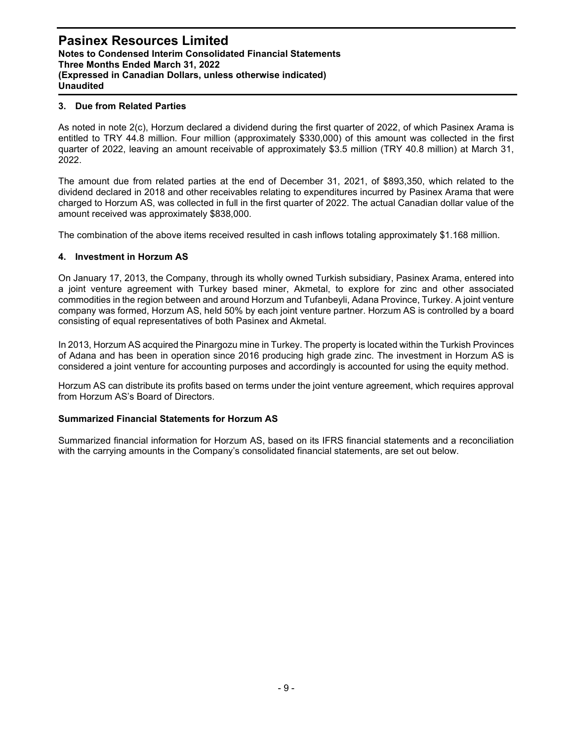## 3. Due from Related Parties

As noted in note 2(c), Horzum declared a dividend during the first quarter of 2022, of which Pasinex Arama is entitled to TRY 44.8 million. Four million (approximately $330,000) of this amount was collected in the first quarter of 2022, leaving an amount receivable of approximately $3.5 million (TRY 40.8 million) at March 31, 2022.

The amount due from related parties at the end of December 31, 2021, of $893,350, which related to the dividend declared in 2018 and other receivables relating to expenditures incurred by Pasinex Arama that were charged to Horzum AS, was collected in full in the first quarter of 2022. The actual Canadian dollar value of the amount received was approximately $838,000.

The combination of the above items received resulted in cash inflows totaling approximately $1.168 million.

## 4. Investment in Horzum AS

On January 17, 2013, the Company, through its wholly owned Turkish subsidiary, Pasinex Arama, entered into a joint venture agreement with Turkey based miner, Akmetal, to explore for zinc and other associated commodities in the region between and around Horzum and Tufanbeyli, Adana Province, Turkey. A joint venture company was formed, Horzum AS, held 50% by each joint venture partner. Horzum AS is controlled by a board consisting of equal representatives of both Pasinex and Akmetal.

In 2013, Horzum AS acquired the Pinargozu mine in Turkey. The property is located within the Turkish Provinces of Adana and has been in operation since 2016 producing high grade zinc. The investment in Horzum AS is considered a joint venture for accounting purposes and accordingly is accounted for using the equity method.

Horzum AS can distribute its profits based on terms under the joint venture agreement, which requires approval from Horzum AS's Board of Directors.

### Summarized Financial Statements for Horzum AS

Summarized financial information for Horzum AS, based on its IFRS financial statements and a reconciliation with the carrying amounts in the Company's consolidated financial statements, are set out below.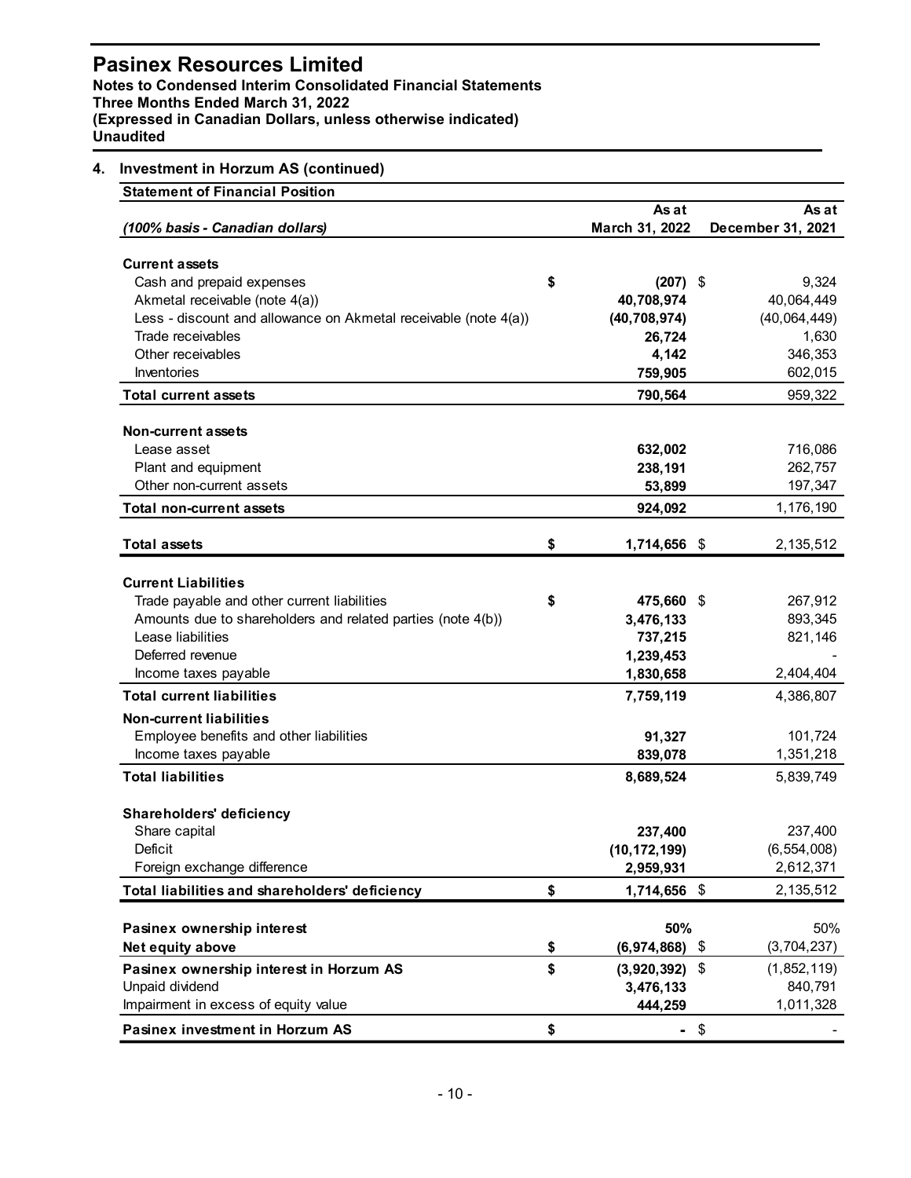# Pasinex Resources Limited

**Notes to Condensed Interim Consolidated Financial Statements**
**Three Months Ended March 31, 2022**
**(Expressed in Canadian Dollars, unless otherwise indicated)**
**Unaudited**

## 4. Investment in Horzum AS (continued)

| **Statement of Financial Position** | | |
|---|---|---|
| *(100% basis - Canadian dollars)* | **As at March 31, 2022** | **As at December 31, 2021** |
| **Current assets** | | |
| Cash and prepaid expenses | **$ (207)** | $ 9,324 |
| Akmetal receivable (note 4(a)) | **40,708,974** | 40,064,449 |
| Less - discount and allowance on Akmetal receivable (note 4(a)) | **(40,708,974)** | (40,064,449) |
| Trade receivables | **26,724** | 1,630 |
| Other receivables | **4,142** | 346,353 |
| Inventories | **759,905** | 602,015 |
| **Total current assets** | **790,564** | 959,322 |
| **Non-current assets** | | |
| Lease asset | **632,002** | 716,086 |
| Plant and equipment | **238,191** | 262,757 |
| Other non-current assets | **53,899** | 197,347 |
| **Total non-current assets** | **924,092** | 1,176,190 |
| **Total assets** | **$ 1,714,656** | $ 2,135,512 |
| **Current Liabilities** | | |
| Trade payable and other current liabilities | **$ 475,660** | $ 267,912 |
| Amounts due to shareholders and related parties (note 4(b)) | **3,476,133** | 893,345 |
| Lease liabilities | **737,215** | 821,146 |
| Deferred revenue | **1,239,453** | - |
| Income taxes payable | **1,830,658** | 2,404,404 |
| **Total current liabilities** | **7,759,119** | 4,386,807 |
| **Non-current liabilities** | | |
| Employee benefits and other liabilities | **91,327** | 101,724 |
| Income taxes payable | **839,078** | 1,351,218 |
| **Total liabilities** | **8,689,524** | 5,839,749 |
| **Shareholders' deficiency** | | |
| Share capital | **237,400** | 237,400 |
| Deficit | **(10,172,199)** | (6,554,008) |
| Foreign exchange difference | **2,959,931** | 2,612,371 |
| **Total liabilities and shareholders' deficiency** | **$ 1,714,656** | $ 2,135,512 |
| **Pasinex ownership interest** | **50%** | 50% |
| **Net equity above** | **$ (6,974,868)** | $ (3,704,237) |
| **Pasinex ownership interest in Horzum AS** | **$ (3,920,392)** | $ (1,852,119) |
| Unpaid dividend | **3,476,133** | 840,791 |
| Impairment in excess of equity value | **444,259** | 1,011,328 |
| **Pasinex investment in Horzum AS** | **$ -** | $ - |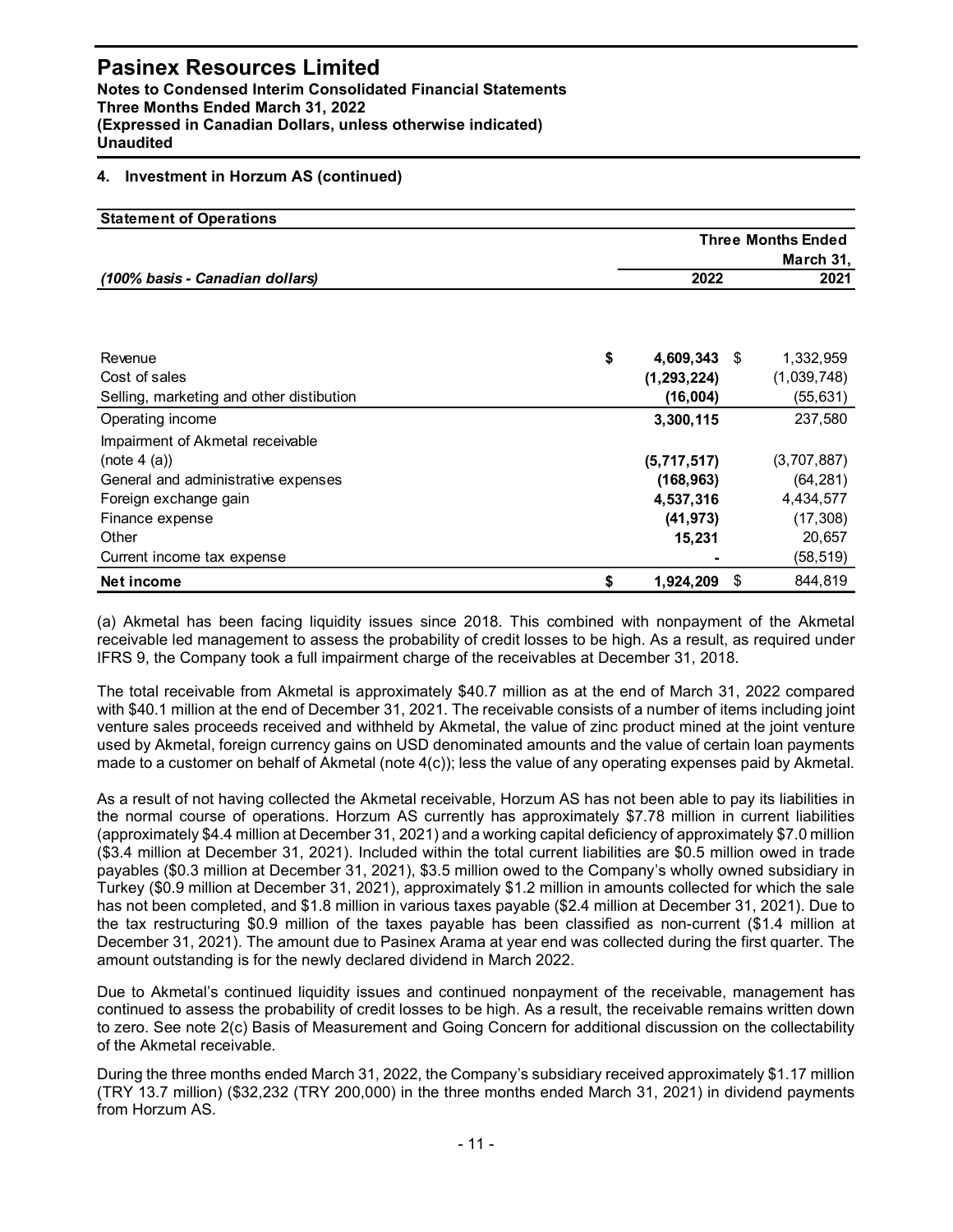## 4. Investment in Horzum AS (continued)

| Statement of Operations | Three Months Ended March 31, | |
|---|---|---|
| *(100% basis - Canadian dollars)* | **2022** | 2021 |
| Revenue | **$ 4,609,343** | $ 1,332,959 |
| Cost of sales | **(1,293,224)** | (1,039,748) |
| Selling, marketing and other distibution | **(16,004)** | (55,631) |
| Operating income | **3,300,115** | 237,580 |
| Impairment of Akmetal receivable (note 4 (a)) | **(5,717,517)** | (3,707,887) |
| General and administrative expenses | **(168,963)** | (64,281) |
| Foreign exchange gain | **4,537,316** | 4,434,577 |
| Finance expense | **(41,973)** | (17,308) |
| Other | **15,231** | 20,657 |
| Current income tax expense | **-** | (58,519) |
| **Net income** | **$ 1,924,209** | $ 844,819 |

(a) Akmetal has been facing liquidity issues since 2018. This combined with nonpayment of the Akmetal receivable led management to assess the probability of credit losses to be high. As a result, as required under IFRS 9, the Company took a full impairment charge of the receivables at December 31, 2018.

The total receivable from Akmetal is approximately $40.7 million as at the end of March 31, 2022 compared with $40.1 million at the end of December 31, 2021. The receivable consists of a number of items including joint venture sales proceeds received and withheld by Akmetal, the value of zinc product mined at the joint venture used by Akmetal, foreign currency gains on USD denominated amounts and the value of certain loan payments made to a customer on behalf of Akmetal (note 4(c)); less the value of any operating expenses paid by Akmetal.

As a result of not having collected the Akmetal receivable, Horzum AS has not been able to pay its liabilities in the normal course of operations. Horzum AS currently has approximately $7.78 million in current liabilities (approximately $4.4 million at December 31, 2021) and a working capital deficiency of approximately $7.0 million ($3.4 million at December 31, 2021). Included within the total current liabilities are $0.5 million owed in trade payables ($0.3 million at December 31, 2021), $3.5 million owed to the Company's wholly owned subsidiary in Turkey ($0.9 million at December 31, 2021), approximately $1.2 million in amounts collected for which the sale has not been completed, and $1.8 million in various taxes payable ($2.4 million at December 31, 2021). Due to the tax restructuring $0.9 million of the taxes payable has been classified as non-current ($1.4 million at December 31, 2021). The amount due to Pasinex Arama at year end was collected during the first quarter. The amount outstanding is for the newly declared dividend in March 2022.

Due to Akmetal's continued liquidity issues and continued nonpayment of the receivable, management has continued to assess the probability of credit losses to be high. As a result, the receivable remains written down to zero. See note 2(c) Basis of Measurement and Going Concern for additional discussion on the collectability of the Akmetal receivable.

During the three months ended March 31, 2022, the Company's subsidiary received approximately $1.17 million (TRY 13.7 million) ($32,232 (TRY 200,000) in the three months ended March 31, 2021) in dividend payments from Horzum AS.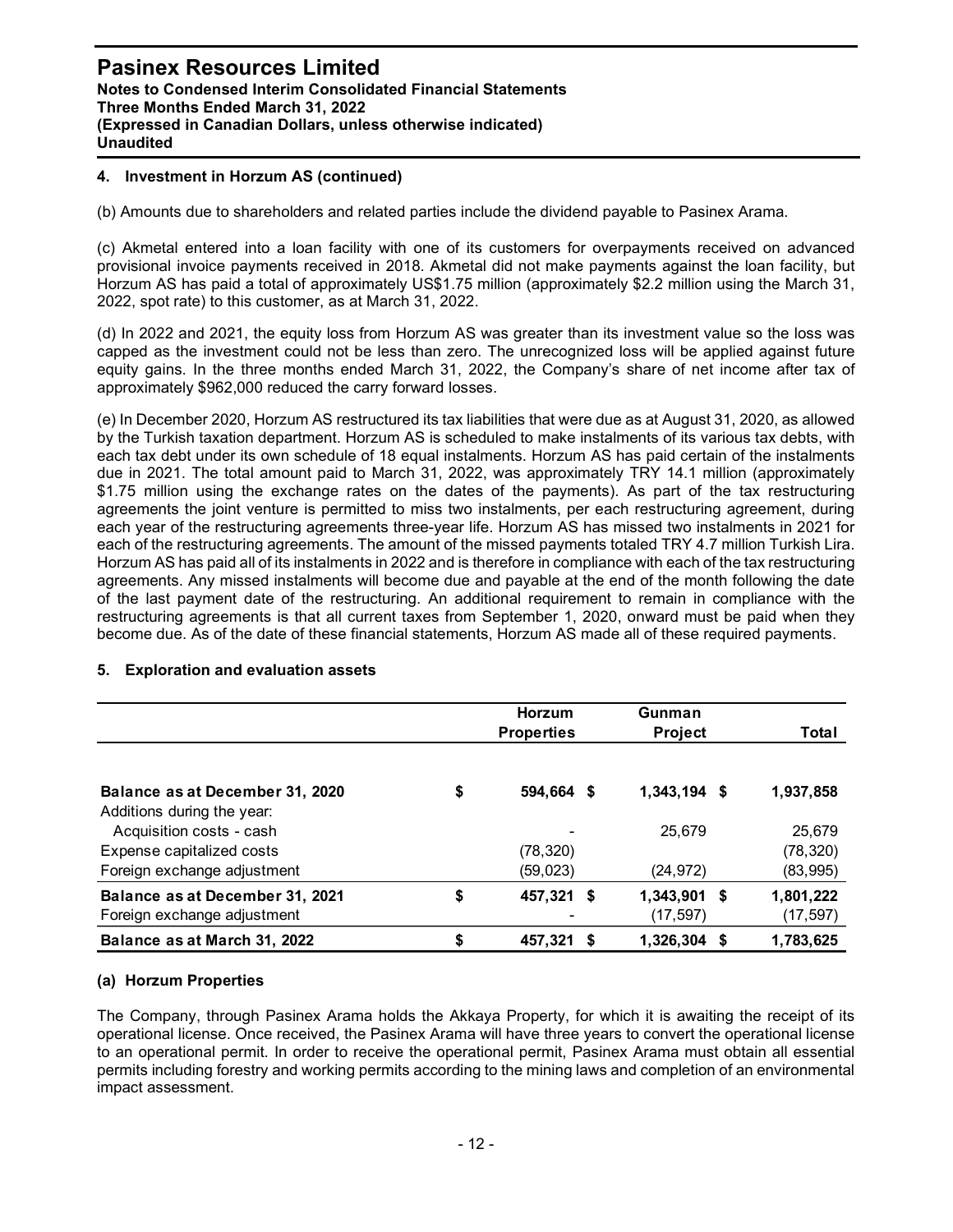## 4. Investment in Horzum AS (continued)

(b) Amounts due to shareholders and related parties include the dividend payable to Pasinex Arama.

(c) Akmetal entered into a loan facility with one of its customers for overpayments received on advanced provisional invoice payments received in 2018. Akmetal did not make payments against the loan facility, but Horzum AS has paid a total of approximately US$1.75 million (approximately $2.2 million using the March 31, 2022, spot rate) to this customer, as at March 31, 2022.

(d) In 2022 and 2021, the equity loss from Horzum AS was greater than its investment value so the loss was capped as the investment could not be less than zero. The unrecognized loss will be applied against future equity gains. In the three months ended March 31, 2022, the Company's share of net income after tax of approximately $962,000 reduced the carry forward losses.

(e) In December 2020, Horzum AS restructured its tax liabilities that were due as at August 31, 2020, as allowed by the Turkish taxation department. Horzum AS is scheduled to make instalments of its various tax debts, with each tax debt under its own schedule of 18 equal instalments. Horzum AS has paid certain of the instalments due in 2021. The total amount paid to March 31, 2022, was approximately TRY 14.1 million (approximately $1.75 million using the exchange rates on the dates of the payments). As part of the tax restructuring agreements the joint venture is permitted to miss two instalments, per each restructuring agreement, during each year of the restructuring agreements three-year life. Horzum AS has missed two instalments in 2021 for each of the restructuring agreements. The amount of the missed payments totaled TRY 4.7 million Turkish Lira. Horzum AS has paid all of its instalments in 2022 and is therefore in compliance with each of the tax restructuring agreements. Any missed instalments will become due and payable at the end of the month following the date of the last payment date of the restructuring. An additional requirement to remain in compliance with the restructuring agreements is that all current taxes from September 1, 2020, onward must be paid when they become due. As of the date of these financial statements, Horzum AS made all of these required payments.

## 5. Exploration and evaluation assets

| | Horzum Properties | Gunman Project | Total |
|---|---|---|---|
| **Balance as at December 31, 2020** | **$ 594,664** | **$ 1,343,194** | **$ 1,937,858** |
| Additions during the year: | | | |
| Acquisition costs - cash | - | 25,679 | 25,679 |
| Expense capitalized costs | (78,320) | | (78,320) |
| Foreign exchange adjustment | (59,023) | (24,972) | (83,995) |
| **Balance as at December 31, 2021** | **$ 457,321** | **$ 1,343,901** | **$ 1,801,222** |
| Foreign exchange adjustment | - | (17,597) | (17,597) |
| **Balance as at March 31, 2022** | **$ 457,321** | **$ 1,326,304** | **$ 1,783,625** |

### (a) Horzum Properties

The Company, through Pasinex Arama holds the Akkaya Property, for which it is awaiting the receipt of its operational license. Once received, the Pasinex Arama will have three years to convert the operational license to an operational permit. In order to receive the operational permit, Pasinex Arama must obtain all essential permits including forestry and working permits according to the mining laws and completion of an environmental impact assessment.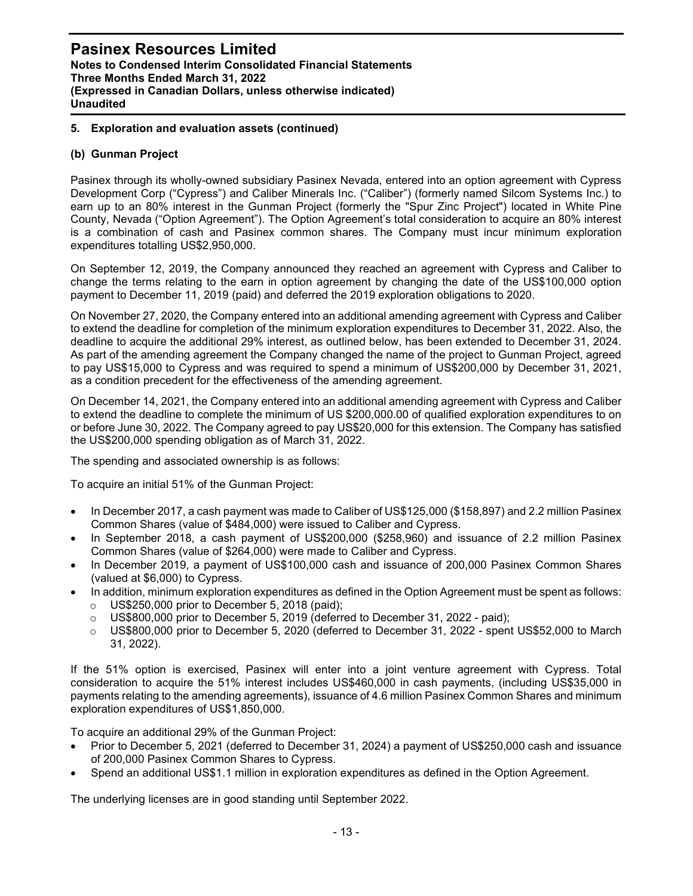## 5. Exploration and evaluation assets (continued)

### (b) Gunman Project

Pasinex through its wholly-owned subsidiary Pasinex Nevada, entered into an option agreement with Cypress Development Corp ("Cypress") and Caliber Minerals Inc. ("Caliber") (formerly named Silcom Systems Inc.) to earn up to an 80% interest in the Gunman Project (formerly the "Spur Zinc Project") located in White Pine County, Nevada ("Option Agreement"). The Option Agreement's total consideration to acquire an 80% interest is a combination of cash and Pasinex common shares. The Company must incur minimum exploration expenditures totalling US$2,950,000.

On September 12, 2019, the Company announced they reached an agreement with Cypress and Caliber to change the terms relating to the earn in option agreement by changing the date of the US$100,000 option payment to December 11, 2019 (paid) and deferred the 2019 exploration obligations to 2020.

On November 27, 2020, the Company entered into an additional amending agreement with Cypress and Caliber to extend the deadline for completion of the minimum exploration expenditures to December 31, 2022. Also, the deadline to acquire the additional 29% interest, as outlined below, has been extended to December 31, 2024. As part of the amending agreement the Company changed the name of the project to Gunman Project, agreed to pay US$15,000 to Cypress and was required to spend a minimum of US$200,000 by December 31, 2021, as a condition precedent for the effectiveness of the amending agreement.

On December 14, 2021, the Company entered into an additional amending agreement with Cypress and Caliber to extend the deadline to complete the minimum of US $200,000.00 of qualified exploration expenditures to on or before June 30, 2022. The Company agreed to pay US$20,000 for this extension. The Company has satisfied the US$200,000 spending obligation as of March 31, 2022.

The spending and associated ownership is as follows:

To acquire an initial 51% of the Gunman Project:

- In December 2017, a cash payment was made to Caliber of US$125,000 ($158,897) and 2.2 million Pasinex Common Shares (value of $484,000) were issued to Caliber and Cypress.
- In September 2018, a cash payment of US$200,000 ($258,960) and issuance of 2.2 million Pasinex Common Shares (value of $264,000) were made to Caliber and Cypress.
- In December 2019, a payment of US$100,000 cash and issuance of 200,000 Pasinex Common Shares (valued at $6,000) to Cypress.
- In addition, minimum exploration expenditures as defined in the Option Agreement must be spent as follows:
  - US$250,000 prior to December 5, 2018 (paid);
  - US$800,000 prior to December 5, 2019 (deferred to December 31, 2022 - paid);
  - US$800,000 prior to December 5, 2020 (deferred to December 31, 2022 - spent US$52,000 to March 31, 2022).

If the 51% option is exercised, Pasinex will enter into a joint venture agreement with Cypress. Total consideration to acquire the 51% interest includes US$460,000 in cash payments, (including US$35,000 in payments relating to the amending agreements), issuance of 4.6 million Pasinex Common Shares and minimum exploration expenditures of US$1,850,000.

To acquire an additional 29% of the Gunman Project:

- Prior to December 5, 2021 (deferred to December 31, 2024) a payment of US$250,000 cash and issuance of 200,000 Pasinex Common Shares to Cypress.
- Spend an additional US$1.1 million in exploration expenditures as defined in the Option Agreement.

The underlying licenses are in good standing until September 2022.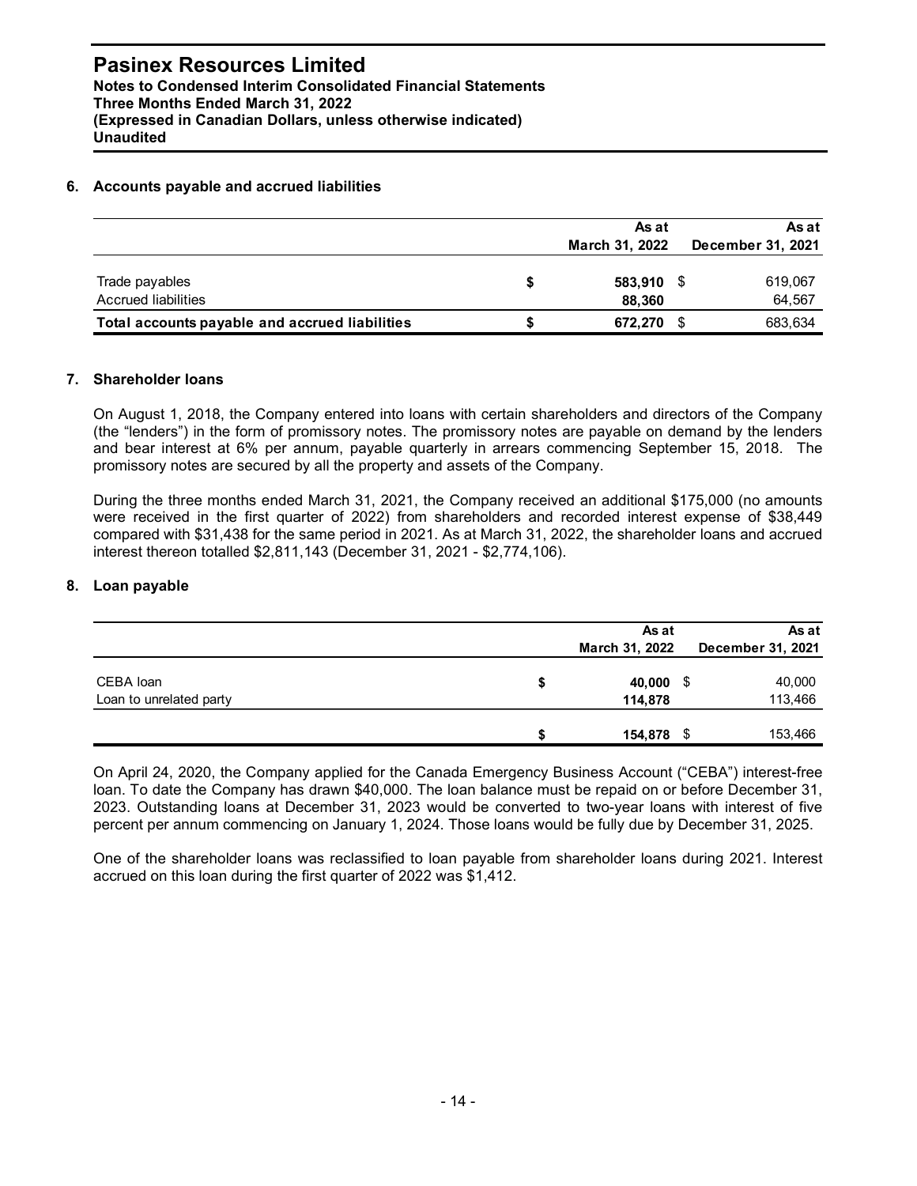## 6. Accounts payable and accrued liabilities

| | As at March 31, 2022 | As at December 31, 2021 |
|---|---|---|
| Trade payables | $ **583,910** | $ 619,067 |
| Accrued liabilities | **88,360** | 64,567 |
| **Total accounts payable and accrued liabilities** | $ **672,270** | $ 683,634 |

## 7. Shareholder loans

On August 1, 2018, the Company entered into loans with certain shareholders and directors of the Company (the "lenders") in the form of promissory notes. The promissory notes are payable on demand by the lenders and bear interest at 6% per annum, payable quarterly in arrears commencing September 15, 2018. The promissory notes are secured by all the property and assets of the Company.

During the three months ended March 31, 2021, the Company received an additional $175,000 (no amounts were received in the first quarter of 2022) from shareholders and recorded interest expense of $38,449 compared with $31,438 for the same period in 2021. As at March 31, 2022, the shareholder loans and accrued interest thereon totalled $2,811,143 (December 31, 2021 - $2,774,106).

## 8. Loan payable

| | As at March 31, 2022 | As at December 31, 2021 |
|---|---|---|
| CEBA loan | $ **40,000** | $ 40,000 |
| Loan to unrelated party | **114,878** | 113,466 |
| | $ **154,878** | $ 153,466 |

On April 24, 2020, the Company applied for the Canada Emergency Business Account ("CEBA") interest-free loan. To date the Company has drawn $40,000. The loan balance must be repaid on or before December 31, 2023. Outstanding loans at December 31, 2023 would be converted to two-year loans with interest of five percent per annum commencing on January 1, 2024. Those loans would be fully due by December 31, 2025.

One of the shareholder loans was reclassified to loan payable from shareholder loans during 2021. Interest accrued on this loan during the first quarter of 2022 was $1,412.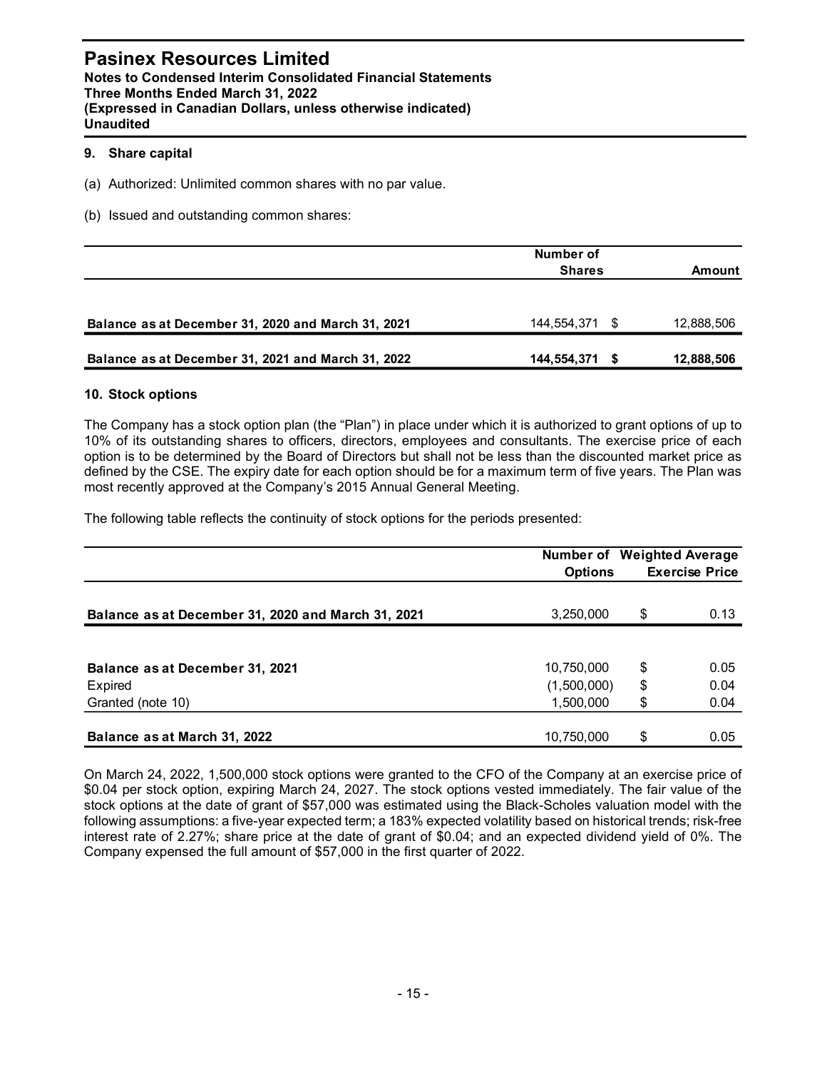## 9. Share capital

(a) Authorized: Unlimited common shares with no par value.

(b) Issued and outstanding common shares:

| | Number of Shares | | Amount |
|---|---|---|---|
| Balance as at December 31, 2020 and March 31, 2021 | 144,554,371 | $ | 12,888,506 |
| **Balance as at December 31, 2021 and March 31, 2022** | **144,554,371** | **$** | **12,888,506** |

## 10. Stock options

The Company has a stock option plan (the "Plan") in place under which it is authorized to grant options of up to 10% of its outstanding shares to officers, directors, employees and consultants. The exercise price of each option is to be determined by the Board of Directors but shall not be less than the discounted market price as defined by the CSE. The expiry date for each option should be for a maximum term of five years. The Plan was most recently approved at the Company's 2015 Annual General Meeting.

The following table reflects the continuity of stock options for the periods presented:

| | Number of Options | | Weighted Average Exercise Price |
|---|---|---|---|
| Balance as at December 31, 2020 and March 31, 2021 | 3,250,000 | $ | 0.13 |
| | | | |
| **Balance as at December 31, 2021** | 10,750,000 | $ | 0.05 |
| Expired | (1,500,000) | $ | 0.04 |
| Granted (note 10) | 1,500,000 | $ | 0.04 |
| **Balance as at March 31, 2022** | 10,750,000 | $ | 0.05 |

On March 24, 2022, 1,500,000 stock options were granted to the CFO of the Company at an exercise price of $0.04 per stock option, expiring March 24, 2027. The stock options vested immediately. The fair value of the stock options at the date of grant of $57,000 was estimated using the Black-Scholes valuation model with the following assumptions: a five-year expected term; a 183% expected volatility based on historical trends; risk-free interest rate of 2.27%; share price at the date of grant of $0.04; and an expected dividend yield of 0%. The Company expensed the full amount of $57,000 in the first quarter of 2022.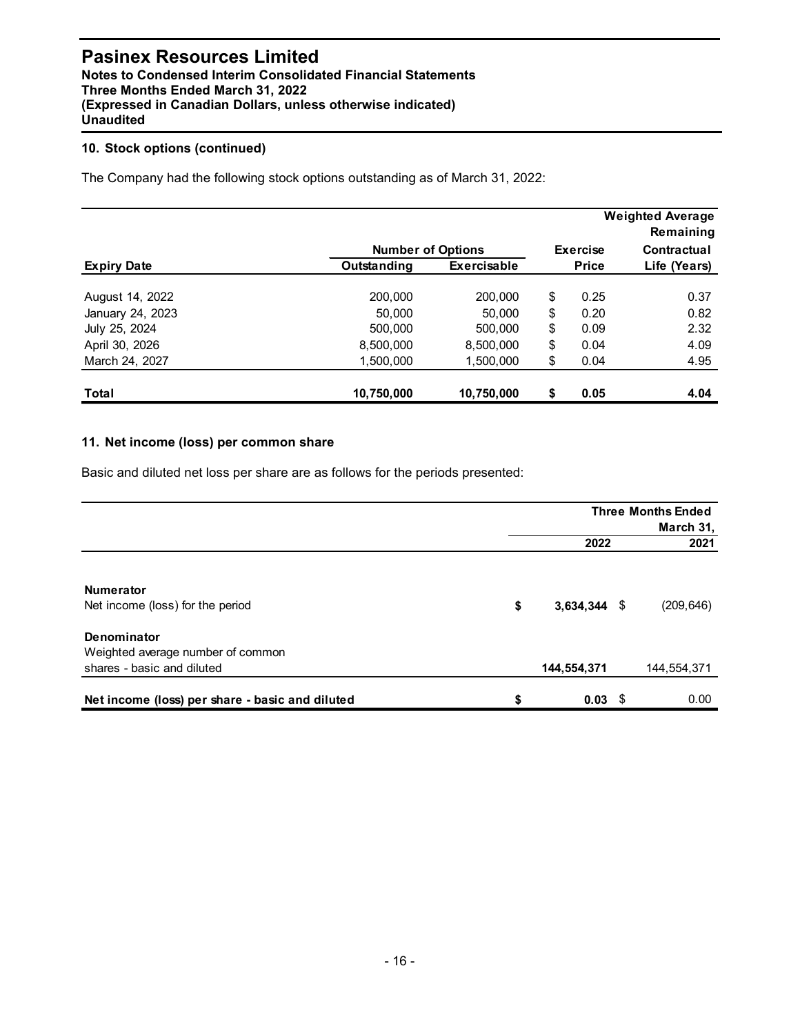# Pasinex Resources Limited

**Notes to Condensed Interim Consolidated Financial Statements**
**Three Months Ended March 31, 2022**
**(Expressed in Canadian Dollars, unless otherwise indicated)**
**Unaudited**

## 10. Stock options (continued)

The Company had the following stock options outstanding as of March 31, 2022:

| Expiry Date | Number of Options Outstanding | Number of Options Exercisable | Exercise Price | Weighted Average Remaining Contractual Life (Years) |
|---|---|---|---|---|
| August 14, 2022 | 200,000 | 200,000 | $ 0.25 | 0.37 |
| January 24, 2023 | 50,000 | 50,000 | $ 0.20 | 0.82 |
| July 25, 2024 | 500,000 | 500,000 | $ 0.09 | 2.32 |
| April 30, 2026 | 8,500,000 | 8,500,000 | $ 0.04 | 4.09 |
| March 24, 2027 | 1,500,000 | 1,500,000 | $ 0.04 | 4.95 |
| **Total** | **10,750,000** | **10,750,000** | **$ 0.05** | **4.04** |

## 11. Net income (loss) per common share

Basic and diluted net loss per share are as follows for the periods presented:

| | Three Months Ended March 31, 2022 | Three Months Ended March 31, 2021 |
|---|---|---|
| **Numerator** | | |
| Net income (loss) for the period | **$ 3,634,344** | $ (209,646) |
| **Denominator** | | |
| Weighted average number of common shares - basic and diluted | **144,554,371** | 144,554,371 |
| **Net income (loss) per share - basic and diluted** | **$ 0.03** | $ 0.00 |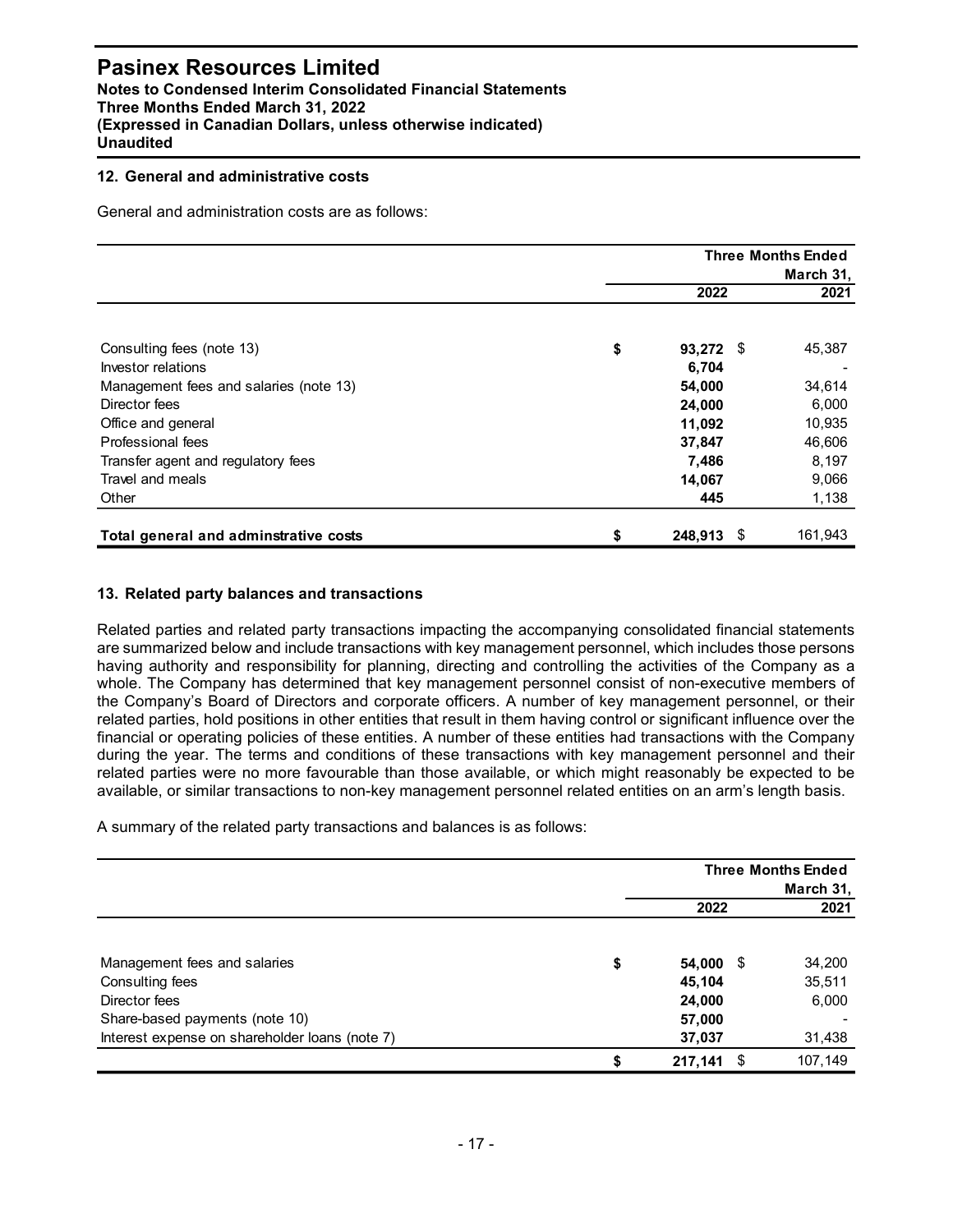## 12. General and administrative costs

General and administration costs are as follows:

| | Three Months Ended March 31, | |
|---|---|---|
| | **2022** | **2021** |
| Consulting fees (note 13) | $ **93,272** | $ 45,387 |
| Investor relations | **6,704** | - |
| Management fees and salaries (note 13) | **54,000** | 34,614 |
| Director fees | **24,000** | 6,000 |
| Office and general | **11,092** | 10,935 |
| Professional fees | **37,847** | 46,606 |
| Transfer agent and regulatory fees | **7,486** | 8,197 |
| Travel and meals | **14,067** | 9,066 |
| Other | **445** | 1,138 |
| **Total general and adminstrative costs** | $ **248,913** | $ 161,943 |

## 13. Related party balances and transactions

Related parties and related party transactions impacting the accompanying consolidated financial statements are summarized below and include transactions with key management personnel, which includes those persons having authority and responsibility for planning, directing and controlling the activities of the Company as a whole. The Company has determined that key management personnel consist of non-executive members of the Company's Board of Directors and corporate officers. A number of key management personnel, or their related parties, hold positions in other entities that result in them having control or significant influence over the financial or operating policies of these entities. A number of these entities had transactions with the Company during the year. The terms and conditions of these transactions with key management personnel and their related parties were no more favourable than those available, or which might reasonably be expected to be available, or similar transactions to non-key management personnel related entities on an arm's length basis.

A summary of the related party transactions and balances is as follows:

| | Three Months Ended March 31, | |
|---|---|---|
| | **2022** | **2021** |
| Management fees and salaries | $ **54,000** | $ 34,200 |
| Consulting fees | **45,104** | 35,511 |
| Director fees | **24,000** | 6,000 |
| Share-based payments (note 10) | **57,000** | - |
| Interest expense on shareholder loans (note 7) | **37,037** | 31,438 |
| | $ **217,141** | $ 107,149 |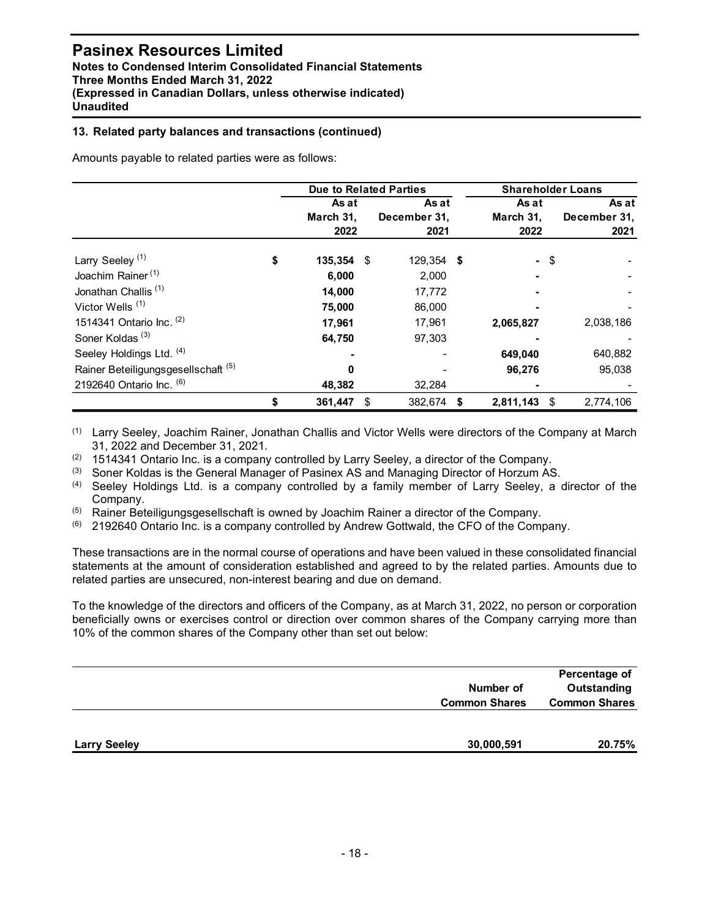### 13. Related party balances and transactions (continued)

Amounts payable to related parties were as follows:

| | Due to Related Parties | | Shareholder Loans | |
|---|---|---|---|---|
| | As at March 31, 2022 | As at December 31, 2021 | As at March 31, 2022 | As at December 31, 2021 |
| Larry Seeley [(1)] | **$ 135,354** | $ 129,354 | **$ -** | $ - |
| Joachim Rainer [(1)] | **6,000** | 2,000 | **-** | - |
| Jonathan Challis [(1)] | **14,000** | 17,772 | **-** | - |
| Victor Wells [(1)] | **75,000** | 86,000 | **-** | - |
| 1514341 Ontario Inc. [(2)] | **17,961** | 17,961 | **2,065,827** | 2,038,186 |
| Soner Koldas [(3)] | **64,750** | 97,303 | **-** | - |
| Seeley Holdings Ltd. [(4)] | **-** | - | **649,040** | 640,882 |
| Rainer Beteiligungsgesellschaft [(5)] | **0** | - | **96,276** | 95,038 |
| 2192640 Ontario Inc. [(6)] | **48,382** | 32,284 | **-** | - |
| | **$ 361,447** | $ 382,674 | **$ 2,811,143** | $ 2,774,106 |

(1) Larry Seeley, Joachim Rainer, Jonathan Challis and Victor Wells were directors of the Company at March 31, 2022 and December 31, 2021.
(2) 1514341 Ontario Inc. is a company controlled by Larry Seeley, a director of the Company.
(3) Soner Koldas is the General Manager of Pasinex AS and Managing Director of Horzum AS.
(4) Seeley Holdings Ltd. is a company controlled by a family member of Larry Seeley, a director of the Company.
(5) Rainer Beteiligungsgesellschaft is owned by Joachim Rainer a director of the Company.
(6) 2192640 Ontario Inc. is a company controlled by Andrew Gottwald, the CFO of the Company.

These transactions are in the normal course of operations and have been valued in these consolidated financial statements at the amount of consideration established and agreed to by the related parties. Amounts due to related parties are unsecured, non-interest bearing and due on demand.

To the knowledge of the directors and officers of the Company, as at March 31, 2022, no person or corporation beneficially owns or exercises control or direction over common shares of the Company carrying more than 10% of the common shares of the Company other than set out below:

| | Number of Common Shares | Percentage of Outstanding Common Shares |
|---|---|---|
| **Larry Seeley** | **30,000,591** | **20.75%** |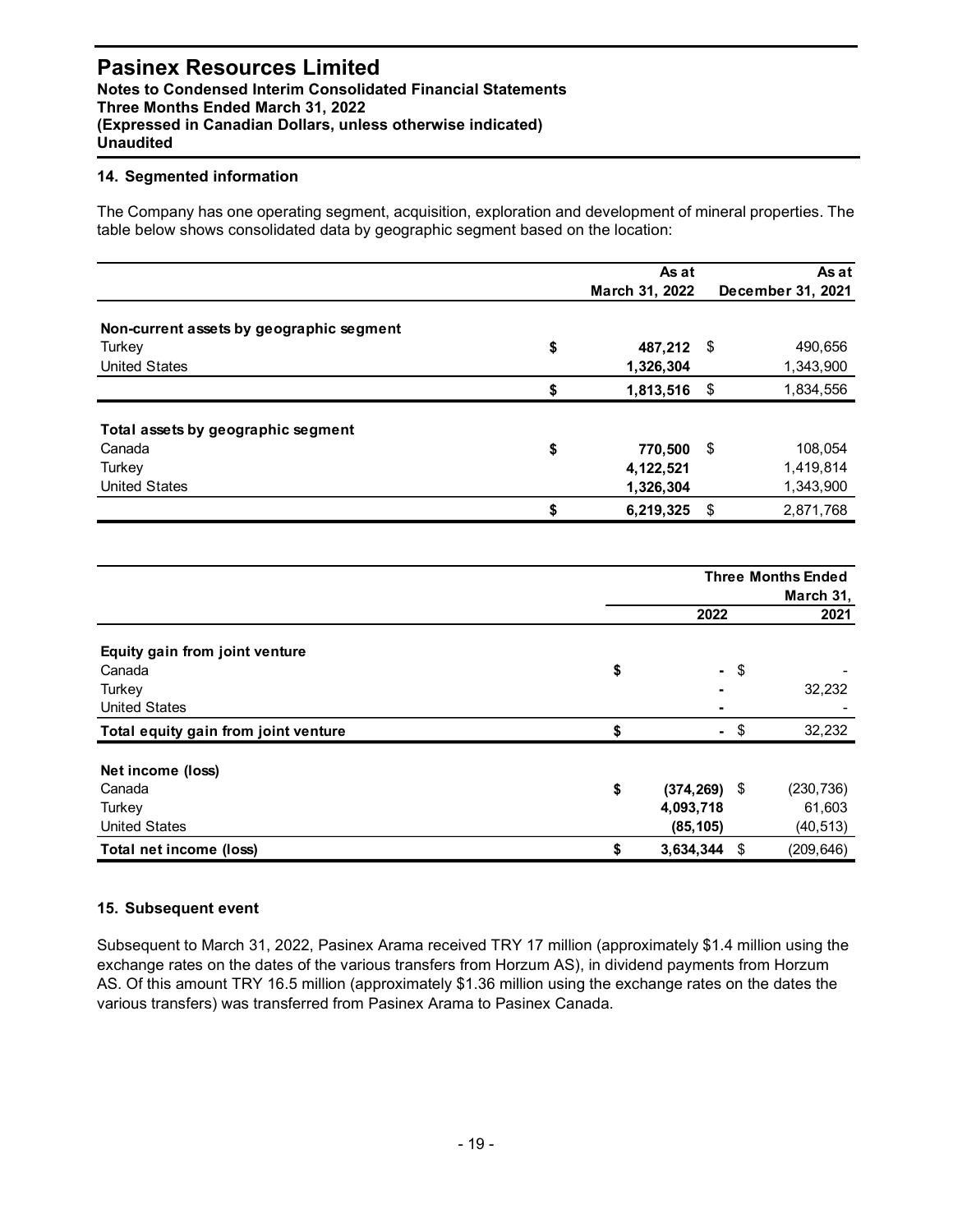# Pasinex Resources Limited

**Notes to Condensed Interim Consolidated Financial Statements**
**Three Months Ended March 31, 2022**
**(Expressed in Canadian Dollars, unless otherwise indicated)**
**Unaudited**

## 14. Segmented information

The Company has one operating segment, acquisition, exploration and development of mineral properties. The table below shows consolidated data by geographic segment based on the location:

| | As at March 31, 2022 | As at December 31, 2021 |
|---|---|---|
| **Non-current assets by geographic segment** | | |
| Turkey | **$ 487,212** | $ 490,656 |
| United States | **1,326,304** | 1,343,900 |
| | **$ 1,813,516** | $ 1,834,556 |
| **Total assets by geographic segment** | | |
| Canada | **$ 770,500** | $ 108,054 |
| Turkey | **4,122,521** | 1,419,814 |
| United States | **1,326,304** | 1,343,900 |
| | **$ 6,219,325** | $ 2,871,768 |

| | Three Months Ended March 31, | |
|---|---|---|
| | **2022** | **2021** |
| **Equity gain from joint venture** | | |
| Canada | **$ -** | $ - |
| Turkey | **-** | 32,232 |
| United States | **-** | - |
| **Total equity gain from joint venture** | **$ -** | $ 32,232 |
| **Net income (loss)** | | |
| Canada | **$ (374,269)** | $ (230,736) |
| Turkey | **4,093,718** | 61,603 |
| United States | **(85,105)** | (40,513) |
| **Total net income (loss)** | **$ 3,634,344** | $ (209,646) |

## 15. Subsequent event

Subsequent to March 31, 2022, Pasinex Arama received TRY 17 million (approximately $1.4 million using the exchange rates on the dates of the various transfers from Horzum AS), in dividend payments from Horzum AS. Of this amount TRY 16.5 million (approximately $1.36 million using the exchange rates on the dates the various transfers) was transferred from Pasinex Arama to Pasinex Canada.